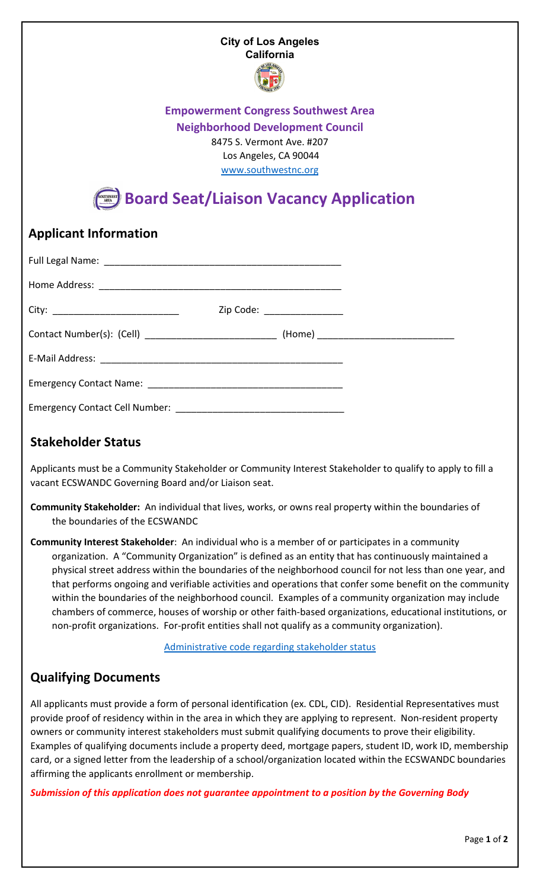**City of Los Angeles**
**California**

**Empowerment Congress Southwest Area**
**Neighborhood Development Council**

8475 S. Vermont Ave. #207
Los Angeles, CA 90044
www.southwestnc.org

# Board Seat/Liaison Vacancy Application

## Applicant Information

Full Legal Name: ____________________________________________

Home Address: ____________________________________________

City: ________________________ Zip Code: _______________

Contact Number(s): (Cell) ________________________ (Home) _________________________

E-Mail Address: ____________________________________________

Emergency Contact Name: ____________________________________

Emergency Contact Cell Number: ______________________________

## Stakeholder Status

Applicants must be a Community Stakeholder or Community Interest Stakeholder to qualify to apply to fill a vacant ECSWANDC Governing Board and/or Liaison seat.

**Community Stakeholder:** An individual that lives, works, or owns real property within the boundaries of the boundaries of the ECSWANDC

**Community Interest Stakeholder**: An individual who is a member of or participates in a community organization. A "Community Organization" is defined as an entity that has continuously maintained a physical street address within the boundaries of the neighborhood council for not less than one year, and that performs ongoing and verifiable activities and operations that confer some benefit on the community within the boundaries of the neighborhood council. Examples of a community organization may include chambers of commerce, houses of worship or other faith-based organizations, educational institutions, or non-profit organizations. For-profit entities shall not qualify as a community organization).

Administrative code regarding stakeholder status

## Qualifying Documents

All applicants must provide a form of personal identification (ex. CDL, CID). Residential Representatives must provide proof of residency within in the area in which they are applying to represent. Non-resident property owners or community interest stakeholders must submit qualifying documents to prove their eligibility. Examples of qualifying documents include a property deed, mortgage papers, student ID, work ID, membership card, or a signed letter from the leadership of a school/organization located within the ECSWANDC boundaries affirming the applicants enrollment or membership.

***Submission of this application does not guarantee appointment to a position by the Governing Body***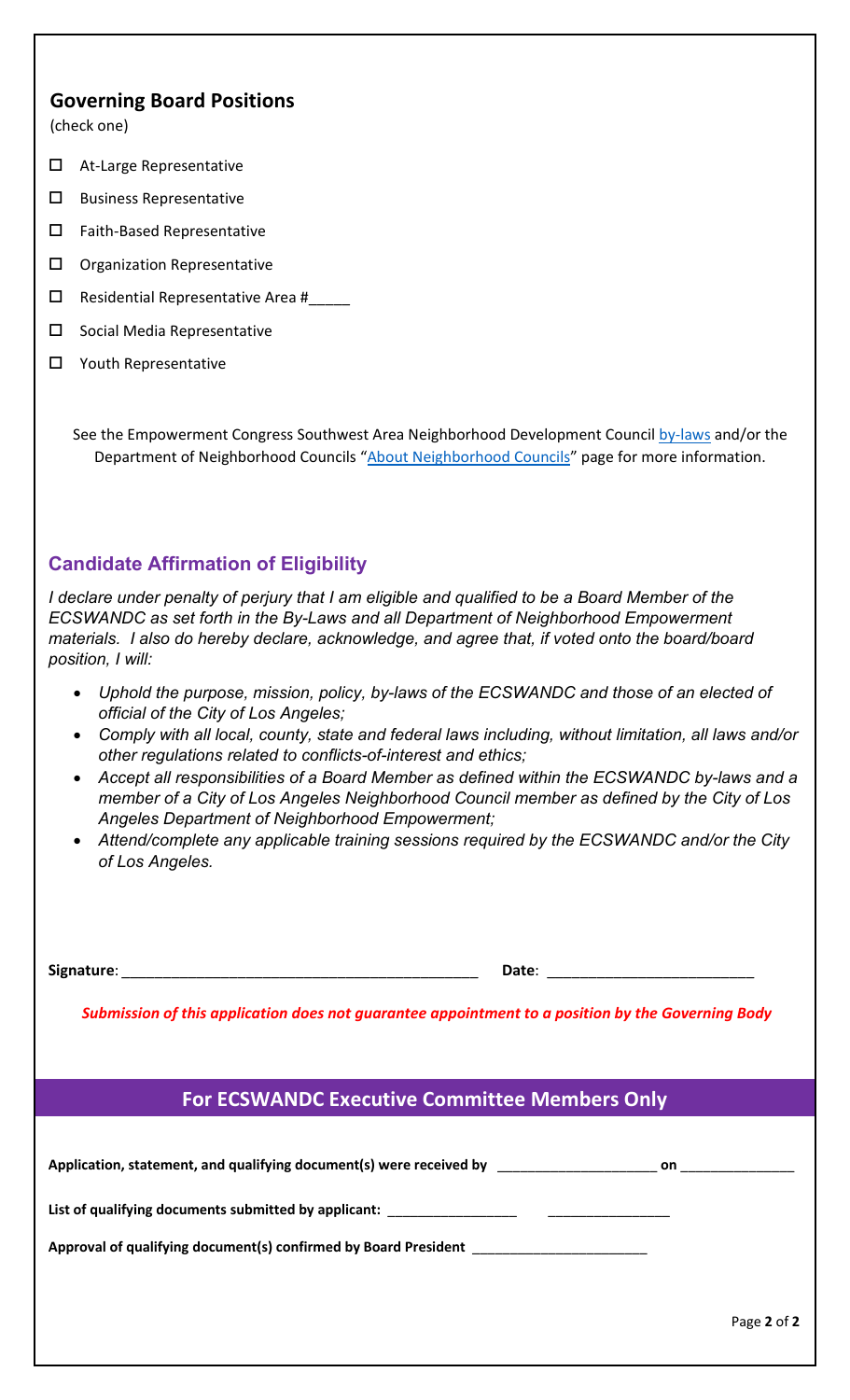## Governing Board Positions

(check one)

- ☐ At-Large Representative
- ☐ Business Representative
- ☐ Faith-Based Representative
- ☐ Organization Representative
- ☐ Residential Representative Area #_____
- ☐ Social Media Representative
- ☐ Youth Representative

See the Empowerment Congress Southwest Area Neighborhood Development Council by-laws and/or the Department of Neighborhood Councils "About Neighborhood Councils" page for more information.

## Candidate Affirmation of Eligibility

*I declare under penalty of perjury that I am eligible and qualified to be a Board Member of the ECSWANDC as set forth in the By-Laws and all Department of Neighborhood Empowerment materials. I also do hereby declare, acknowledge, and agree that, if voted onto the board/board position, I will:*

- *Uphold the purpose, mission, policy, by-laws of the ECSWANDC and those of an elected of official of the City of Los Angeles;*
- *Comply with all local, county, state and federal laws including, without limitation, all laws and/or other regulations related to conflicts-of-interest and ethics;*
- *Accept all responsibilities of a Board Member as defined within the ECSWANDC by-laws and a member of a City of Los Angeles Neighborhood Council member as defined by the City of Los Angeles Department of Neighborhood Empowerment;*
- *Attend/complete any applicable training sessions required by the ECSWANDC and/or the City of Los Angeles.*

**Signature**: ___________________________________________ **Date**: ________________________

***Submission of this application does not guarantee appointment to a position by the Governing Body***

## For ECSWANDC Executive Committee Members Only

**Application, statement, and qualifying document(s) were received by** ____________________ **on** ______________

**List of qualifying documents submitted by applicant:** ________________ ________________

**Approval of qualifying document(s) confirmed by Board President** ______________________